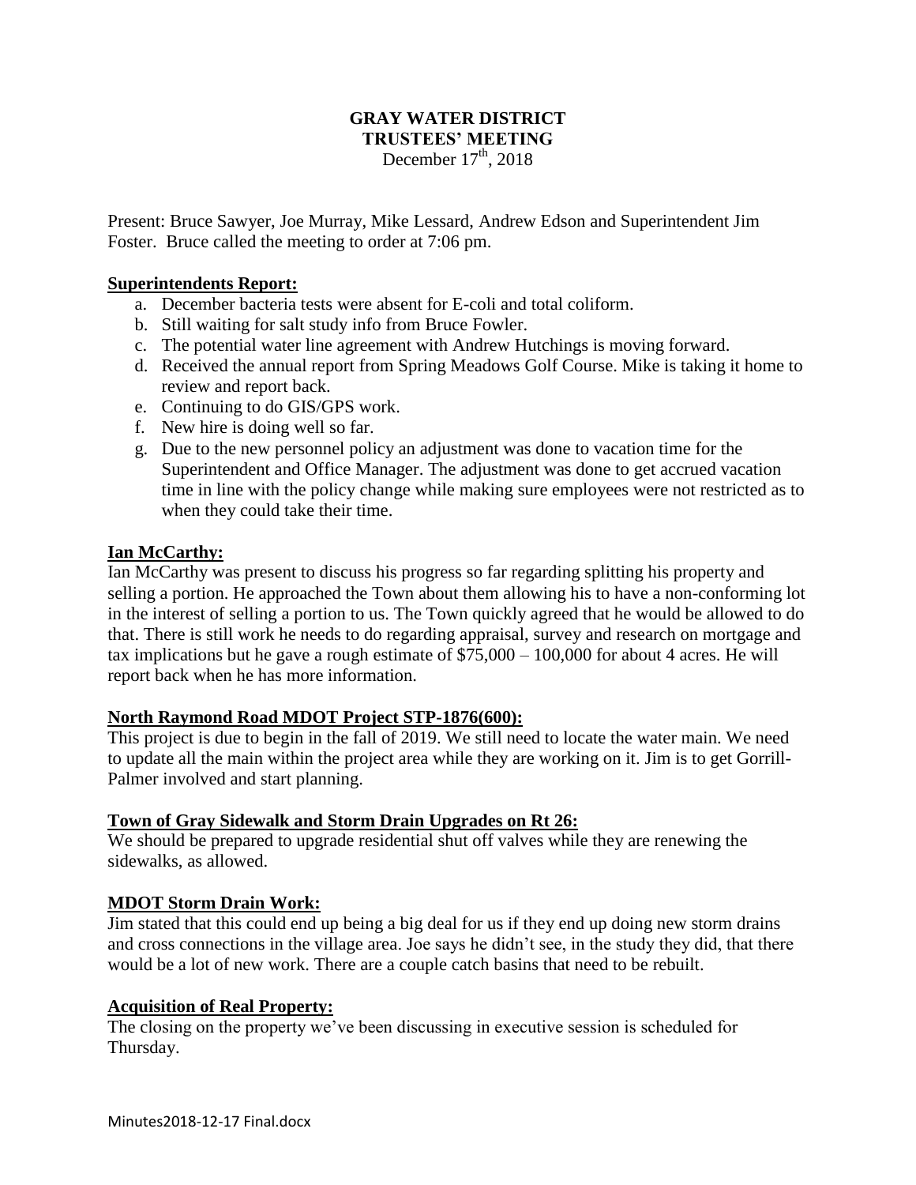# GRAY WATER DISTRICT
## TRUSTEES' MEETING
December 17th, 2018

Present: Bruce Sawyer, Joe Murray, Mike Lessard, Andrew Edson and Superintendent Jim Foster. Bruce called the meeting to order at 7:06 pm.

**Superintendents Report:**

a. December bacteria tests were absent for E-coli and total coliform.
b. Still waiting for salt study info from Bruce Fowler.
c. The potential water line agreement with Andrew Hutchings is moving forward.
d. Received the annual report from Spring Meadows Golf Course. Mike is taking it home to review and report back.
e. Continuing to do GIS/GPS work.
f. New hire is doing well so far.
g. Due to the new personnel policy an adjustment was done to vacation time for the Superintendent and Office Manager. The adjustment was done to get accrued vacation time in line with the policy change while making sure employees were not restricted as to when they could take their time.

**Ian McCarthy:**

Ian McCarthy was present to discuss his progress so far regarding splitting his property and selling a portion. He approached the Town about them allowing his to have a non-conforming lot in the interest of selling a portion to us. The Town quickly agreed that he would be allowed to do that. There is still work he needs to do regarding appraisal, survey and research on mortgage and tax implications but he gave a rough estimate of $75,000 – 100,000 for about 4 acres. He will report back when he has more information.

**North Raymond Road MDOT Project STP-1876(600):**

This project is due to begin in the fall of 2019. We still need to locate the water main. We need to update all the main within the project area while they are working on it. Jim is to get Gorrill-Palmer involved and start planning.

**Town of Gray Sidewalk and Storm Drain Upgrades on Rt 26:**

We should be prepared to upgrade residential shut off valves while they are renewing the sidewalks, as allowed.

**MDOT Storm Drain Work:**

Jim stated that this could end up being a big deal for us if they end up doing new storm drains and cross connections in the village area. Joe says he didn't see, in the study they did, that there would be a lot of new work. There are a couple catch basins that need to be rebuilt.

**Acquisition of Real Property:**

The closing on the property we've been discussing in executive session is scheduled for Thursday.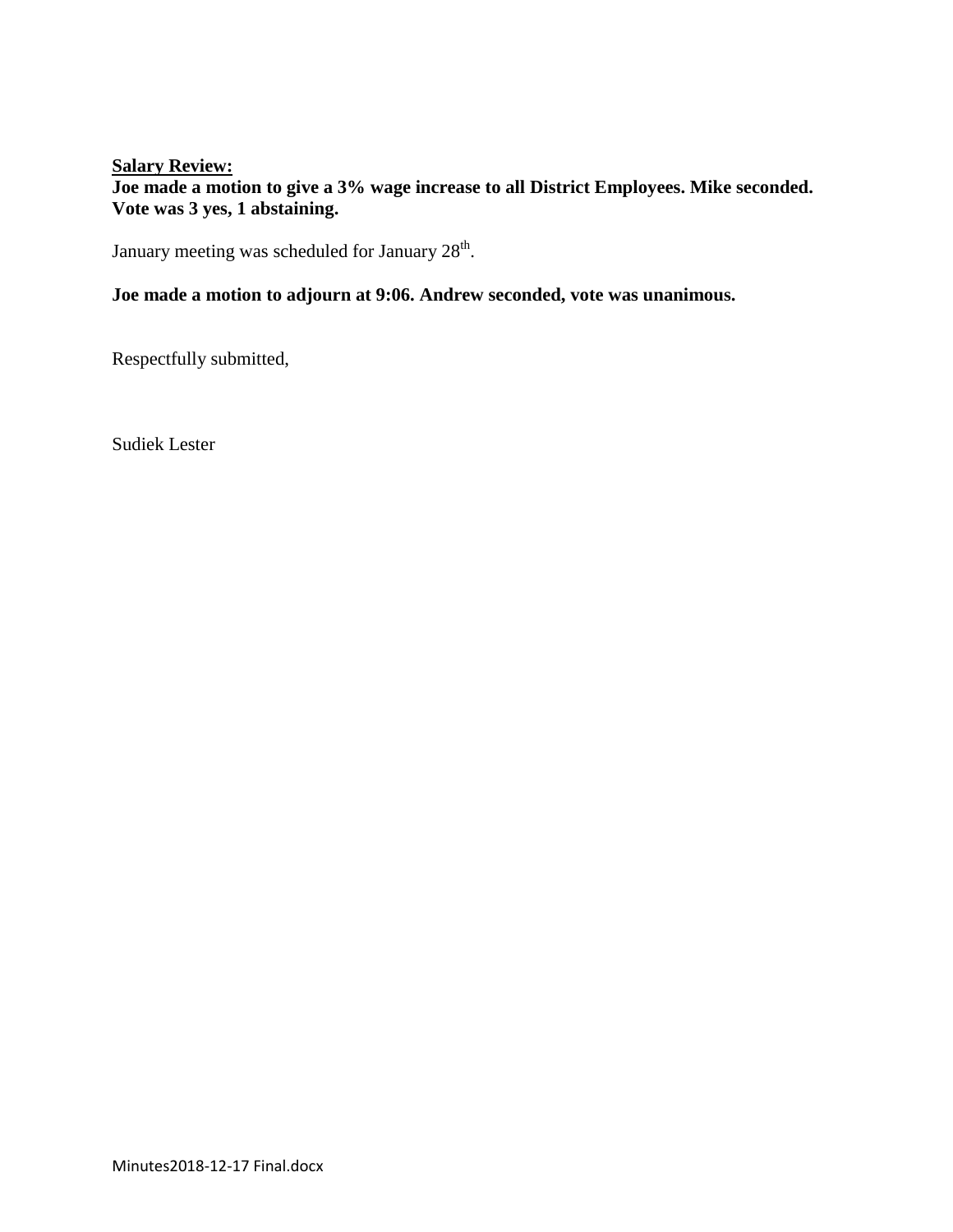**<u>Salary Review:</u>**
**Joe made a motion to give a 3% wage increase to all District Employees. Mike seconded. Vote was 3 yes, 1 abstaining.**

January meeting was scheduled for January 28th.

**Joe made a motion to adjourn at 9:06. Andrew seconded, vote was unanimous.**

Respectfully submitted,

Sudiek Lester